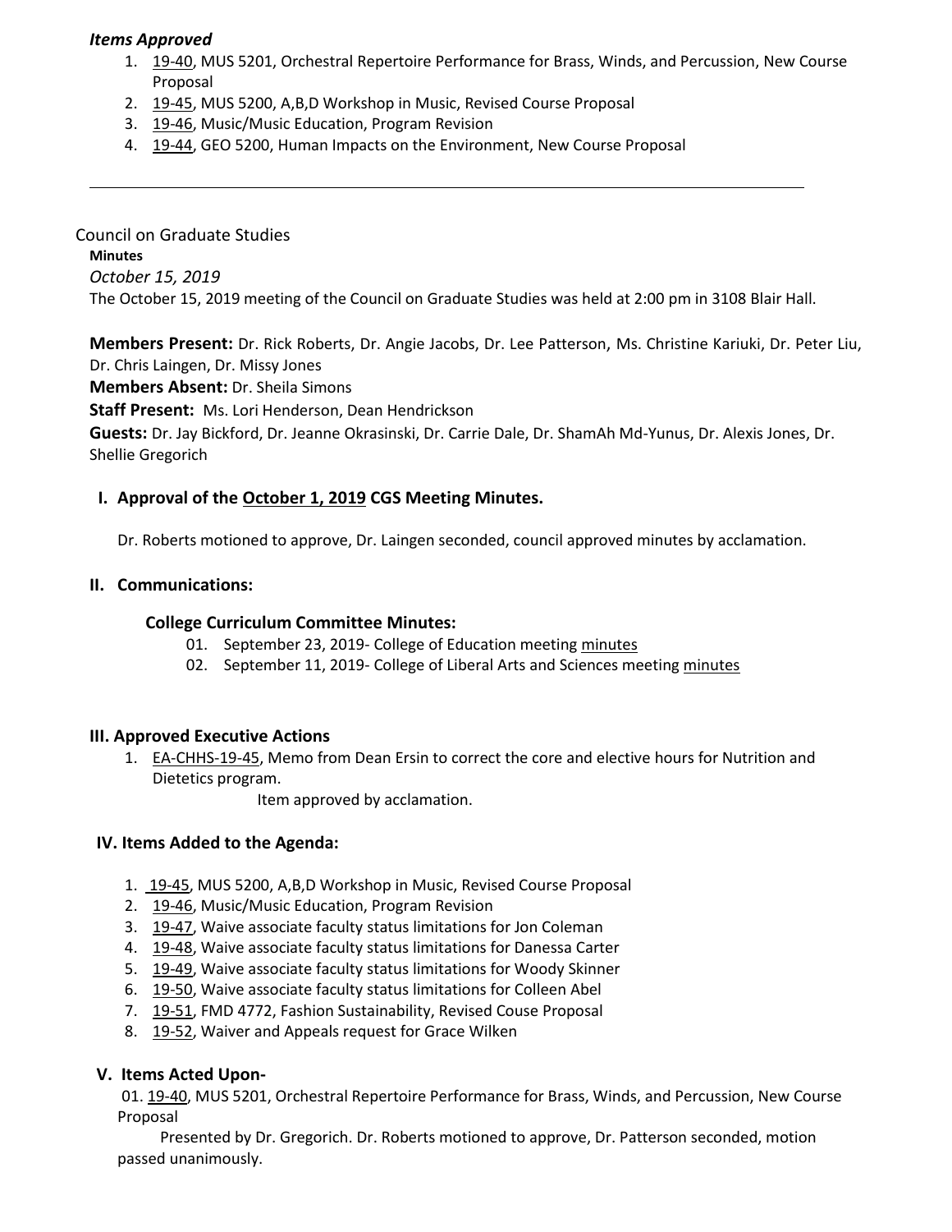***Items Approved***

1. 19-40, MUS 5201, Orchestral Repertoire Performance for Brass, Winds, and Percussion, New Course Proposal
2. 19-45, MUS 5200, A,B,D Workshop in Music, Revised Course Proposal
3. 19-46, Music/Music Education, Program Revision
4. 19-44, GEO 5200, Human Impacts on the Environment, New Course Proposal

---

Council on Graduate Studies

**Minutes**

*October 15, 2019*

The October 15, 2019 meeting of the Council on Graduate Studies was held at 2:00 pm in 3108 Blair Hall.

**Members Present:** Dr. Rick Roberts, Dr. Angie Jacobs, Dr. Lee Patterson, Ms. Christine Kariuki, Dr. Peter Liu, Dr. Chris Laingen, Dr. Missy Jones

**Members Absent:** Dr. Sheila Simons

**Staff Present:** Ms. Lori Henderson, Dean Hendrickson

**Guests:** Dr. Jay Bickford, Dr. Jeanne Okrasinski, Dr. Carrie Dale, Dr. ShamAh Md-Yunus, Dr. Alexis Jones, Dr. Shellie Gregorich

## I. Approval of the October 1, 2019 CGS Meeting Minutes.

Dr. Roberts motioned to approve, Dr. Laingen seconded, council approved minutes by acclamation.

## II. Communications:

### College Curriculum Committee Minutes:

01. September 23, 2019- College of Education meeting minutes
02. September 11, 2019- College of Liberal Arts and Sciences meeting minutes

## III. Approved Executive Actions

1. EA-CHHS-19-45, Memo from Dean Ersin to correct the core and elective hours for Nutrition and Dietetics program.

   Item approved by acclamation.

## IV. Items Added to the Agenda:

1. 19-45, MUS 5200, A,B,D Workshop in Music, Revised Course Proposal
2. 19-46, Music/Music Education, Program Revision
3. 19-47, Waive associate faculty status limitations for Jon Coleman
4. 19-48, Waive associate faculty status limitations for Danessa Carter
5. 19-49, Waive associate faculty status limitations for Woody Skinner
6. 19-50, Waive associate faculty status limitations for Colleen Abel
7. 19-51, FMD 4772, Fashion Sustainability, Revised Couse Proposal
8. 19-52, Waiver and Appeals request for Grace Wilken

## V. Items Acted Upon-

01. 19-40, MUS 5201, Orchestral Repertoire Performance for Brass, Winds, and Percussion, New Course Proposal

    Presented by Dr. Gregorich. Dr. Roberts motioned to approve, Dr. Patterson seconded, motion passed unanimously.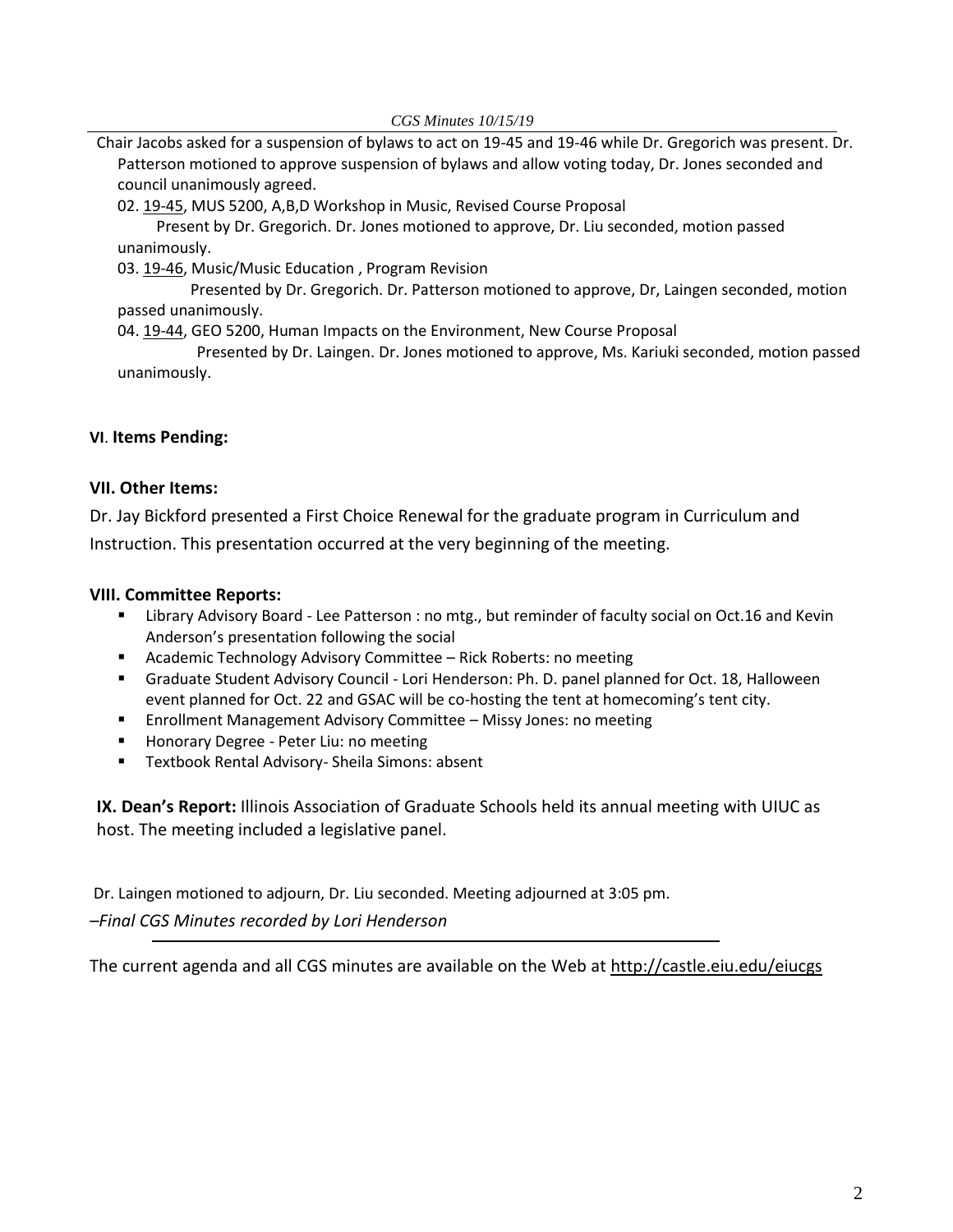Chair Jacobs asked for a suspension of bylaws to act on 19-45 and 19-46 while Dr. Gregorich was present. Dr. Patterson motioned to approve suspension of bylaws and allow voting today, Dr. Jones seconded and council unanimously agreed.

02. 19-45, MUS 5200, A,B,D Workshop in Music, Revised Course Proposal

Present by Dr. Gregorich. Dr. Jones motioned to approve, Dr. Liu seconded, motion passed unanimously.

03. 19-46, Music/Music Education , Program Revision

Presented by Dr. Gregorich. Dr. Patterson motioned to approve, Dr, Laingen seconded, motion passed unanimously.

04. 19-44, GEO 5200, Human Impacts on the Environment, New Course Proposal

Presented by Dr. Laingen. Dr. Jones motioned to approve, Ms. Kariuki seconded, motion passed unanimously.

**VI. Items Pending:**

**VII. Other Items:**

Dr. Jay Bickford presented a First Choice Renewal for the graduate program in Curriculum and Instruction. This presentation occurred at the very beginning of the meeting.

**VIII. Committee Reports:**

- Library Advisory Board - Lee Patterson : no mtg., but reminder of faculty social on Oct.16 and Kevin Anderson's presentation following the social
- Academic Technology Advisory Committee – Rick Roberts: no meeting
- Graduate Student Advisory Council - Lori Henderson: Ph. D. panel planned for Oct. 18, Halloween event planned for Oct. 22 and GSAC will be co-hosting the tent at homecoming's tent city.
- Enrollment Management Advisory Committee – Missy Jones: no meeting
- Honorary Degree - Peter Liu: no meeting
- Textbook Rental Advisory- Sheila Simons: absent

**IX. Dean's Report:** Illinois Association of Graduate Schools held its annual meeting with UIUC as host. The meeting included a legislative panel.

Dr. Laingen motioned to adjourn, Dr. Liu seconded. Meeting adjourned at 3:05 pm.

*–Final CGS Minutes recorded by Lori Henderson*

The current agenda and all CGS minutes are available on the Web at http://castle.eiu.edu/eiucgs